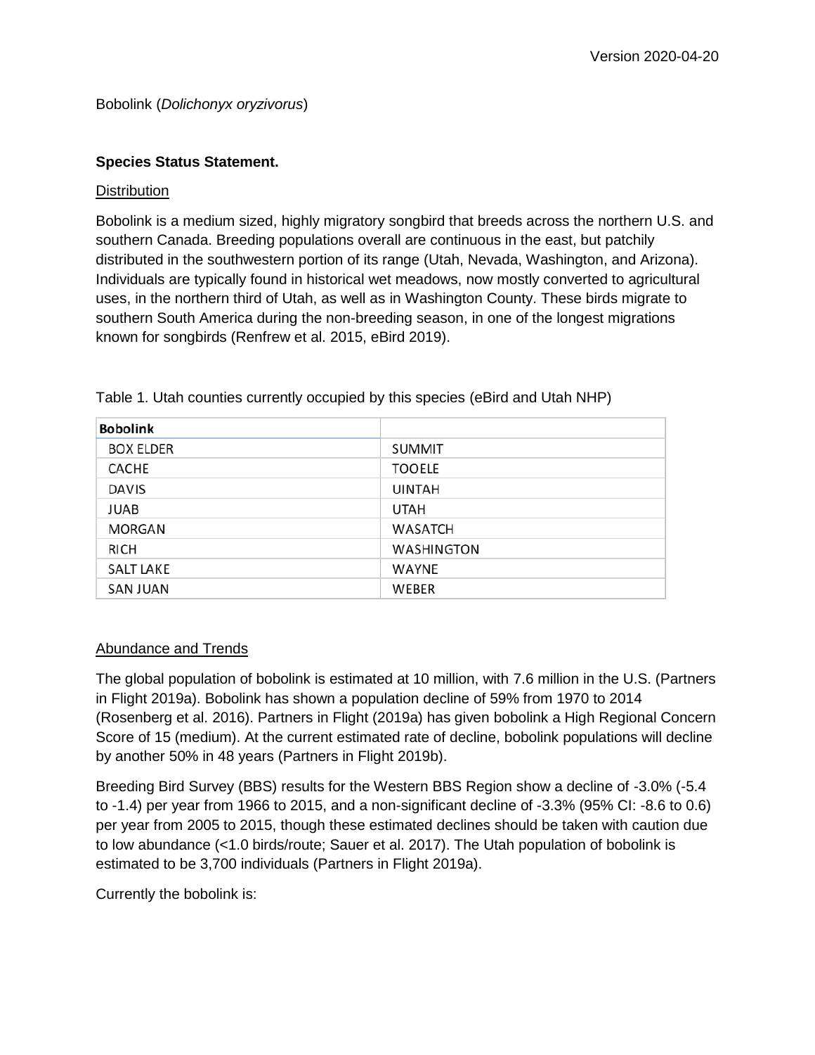Bobolink (*Dolichonyx oryzivorus*)

**Species Status Statement.**

Distribution

Bobolink is a medium sized, highly migratory songbird that breeds across the northern U.S. and southern Canada. Breeding populations overall are continuous in the east, but patchily distributed in the southwestern portion of its range (Utah, Nevada, Washington, and Arizona). Individuals are typically found in historical wet meadows, now mostly converted to agricultural uses, in the northern third of Utah, as well as in Washington County. These birds migrate to southern South America during the non-breeding season, in one of the longest migrations known for songbirds (Renfrew et al. 2015, eBird 2019).

Table 1. Utah counties currently occupied by this species (eBird and Utah NHP)

| **Bobolink** | |
|---|---|
| BOX ELDER | SUMMIT |
| CACHE | TOOELE |
| DAVIS | UINTAH |
| JUAB | UTAH |
| MORGAN | WASATCH |
| RICH | WASHINGTON |
| SALT LAKE | WAYNE |
| SAN JUAN | WEBER |

Abundance and Trends

The global population of bobolink is estimated at 10 million, with 7.6 million in the U.S. (Partners in Flight 2019a). Bobolink has shown a population decline of 59% from 1970 to 2014 (Rosenberg et al. 2016). Partners in Flight (2019a) has given bobolink a High Regional Concern Score of 15 (medium). At the current estimated rate of decline, bobolink populations will decline by another 50% in 48 years (Partners in Flight 2019b).

Breeding Bird Survey (BBS) results for the Western BBS Region show a decline of -3.0% (-5.4 to -1.4) per year from 1966 to 2015, and a non-significant decline of -3.3% (95% CI: -8.6 to 0.6) per year from 2005 to 2015, though these estimated declines should be taken with caution due to low abundance (<1.0 birds/route; Sauer et al. 2017). The Utah population of bobolink is estimated to be 3,700 individuals (Partners in Flight 2019a).

Currently the bobolink is: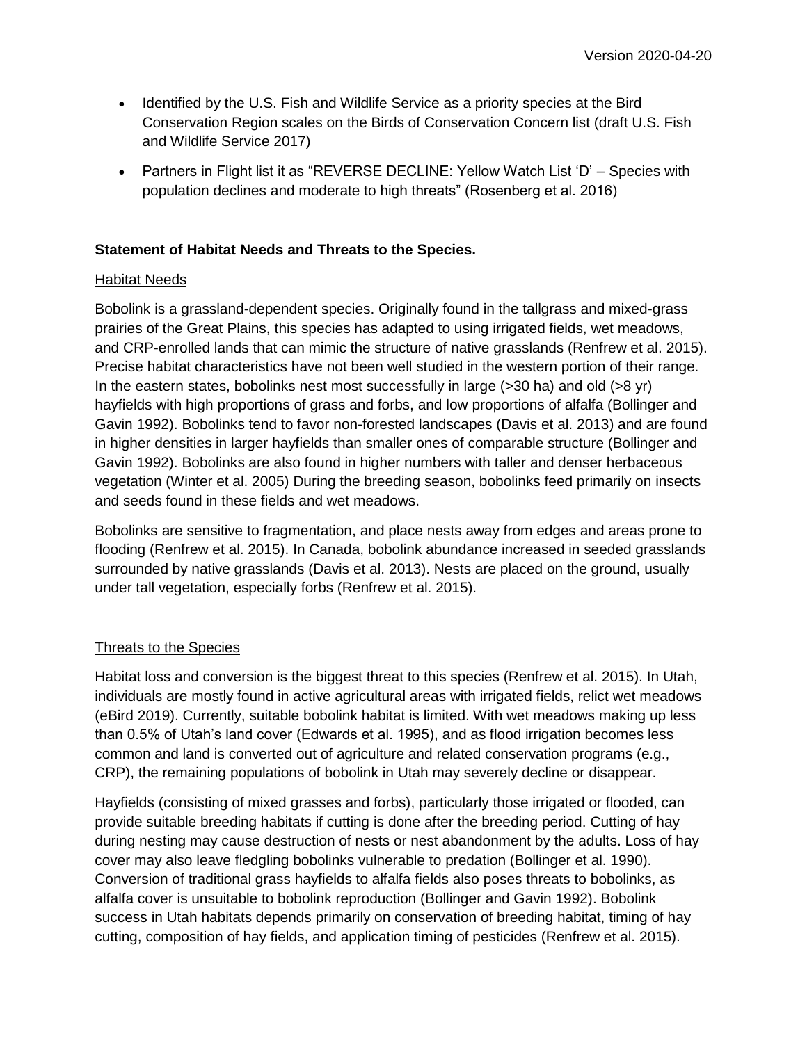- Identified by the U.S. Fish and Wildlife Service as a priority species at the Bird Conservation Region scales on the Birds of Conservation Concern list (draft U.S. Fish and Wildlife Service 2017)
- Partners in Flight list it as "REVERSE DECLINE: Yellow Watch List 'D' – Species with population declines and moderate to high threats" (Rosenberg et al. 2016)

**Statement of Habitat Needs and Threats to the Species.**

<u>Habitat Needs</u>

Bobolink is a grassland-dependent species. Originally found in the tallgrass and mixed-grass prairies of the Great Plains, this species has adapted to using irrigated fields, wet meadows, and CRP-enrolled lands that can mimic the structure of native grasslands (Renfrew et al. 2015). Precise habitat characteristics have not been well studied in the western portion of their range. In the eastern states, bobolinks nest most successfully in large (>30 ha) and old (>8 yr) hayfields with high proportions of grass and forbs, and low proportions of alfalfa (Bollinger and Gavin 1992). Bobolinks tend to favor non-forested landscapes (Davis et al. 2013) and are found in higher densities in larger hayfields than smaller ones of comparable structure (Bollinger and Gavin 1992). Bobolinks are also found in higher numbers with taller and denser herbaceous vegetation (Winter et al. 2005) During the breeding season, bobolinks feed primarily on insects and seeds found in these fields and wet meadows.

Bobolinks are sensitive to fragmentation, and place nests away from edges and areas prone to flooding (Renfrew et al. 2015). In Canada, bobolink abundance increased in seeded grasslands surrounded by native grasslands (Davis et al. 2013). Nests are placed on the ground, usually under tall vegetation, especially forbs (Renfrew et al. 2015).

<u>Threats to the Species</u>

Habitat loss and conversion is the biggest threat to this species (Renfrew et al. 2015). In Utah, individuals are mostly found in active agricultural areas with irrigated fields, relict wet meadows (eBird 2019). Currently, suitable bobolink habitat is limited. With wet meadows making up less than 0.5% of Utah's land cover (Edwards et al. 1995), and as flood irrigation becomes less common and land is converted out of agriculture and related conservation programs (e.g., CRP), the remaining populations of bobolink in Utah may severely decline or disappear.

Hayfields (consisting of mixed grasses and forbs), particularly those irrigated or flooded, can provide suitable breeding habitats if cutting is done after the breeding period. Cutting of hay during nesting may cause destruction of nests or nest abandonment by the adults. Loss of hay cover may also leave fledgling bobolinks vulnerable to predation (Bollinger et al. 1990). Conversion of traditional grass hayfields to alfalfa fields also poses threats to bobolinks, as alfalfa cover is unsuitable to bobolink reproduction (Bollinger and Gavin 1992). Bobolink success in Utah habitats depends primarily on conservation of breeding habitat, timing of hay cutting, composition of hay fields, and application timing of pesticides (Renfrew et al. 2015).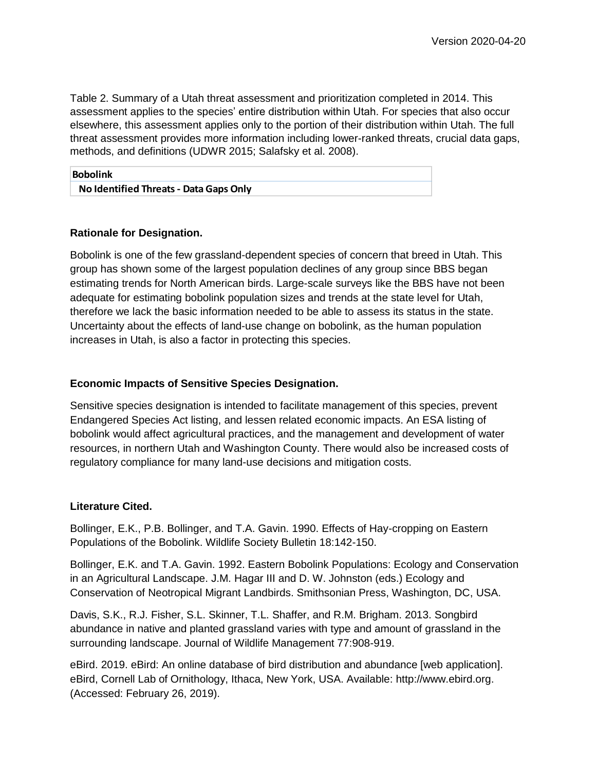Table 2. Summary of a Utah threat assessment and prioritization completed in 2014. This assessment applies to the species' entire distribution within Utah. For species that also occur elsewhere, this assessment applies only to the portion of their distribution within Utah. The full threat assessment provides more information including lower-ranked threats, crucial data gaps, methods, and definitions (UDWR 2015; Salafsky et al. 2008).

| **Bobolink** |
| --- |
| **No Identified Threats - Data Gaps Only** |

### Rationale for Designation.

Bobolink is one of the few grassland-dependent species of concern that breed in Utah. This group has shown some of the largest population declines of any group since BBS began estimating trends for North American birds. Large-scale surveys like the BBS have not been adequate for estimating bobolink population sizes and trends at the state level for Utah, therefore we lack the basic information needed to be able to assess its status in the state. Uncertainty about the effects of land-use change on bobolink, as the human population increases in Utah, is also a factor in protecting this species.

### Economic Impacts of Sensitive Species Designation.

Sensitive species designation is intended to facilitate management of this species, prevent Endangered Species Act listing, and lessen related economic impacts. An ESA listing of bobolink would affect agricultural practices, and the management and development of water resources, in northern Utah and Washington County. There would also be increased costs of regulatory compliance for many land-use decisions and mitigation costs.

### Literature Cited.

Bollinger, E.K., P.B. Bollinger, and T.A. Gavin. 1990. Effects of Hay-cropping on Eastern Populations of the Bobolink. Wildlife Society Bulletin 18:142-150.

Bollinger, E.K. and T.A. Gavin. 1992. Eastern Bobolink Populations: Ecology and Conservation in an Agricultural Landscape. J.M. Hagar III and D. W. Johnston (eds.) Ecology and Conservation of Neotropical Migrant Landbirds. Smithsonian Press, Washington, DC, USA.

Davis, S.K., R.J. Fisher, S.L. Skinner, T.L. Shaffer, and R.M. Brigham. 2013. Songbird abundance in native and planted grassland varies with type and amount of grassland in the surrounding landscape. Journal of Wildlife Management 77:908-919.

eBird. 2019. eBird: An online database of bird distribution and abundance [web application]. eBird, Cornell Lab of Ornithology, Ithaca, New York, USA. Available: http://www.ebird.org. (Accessed: February 26, 2019).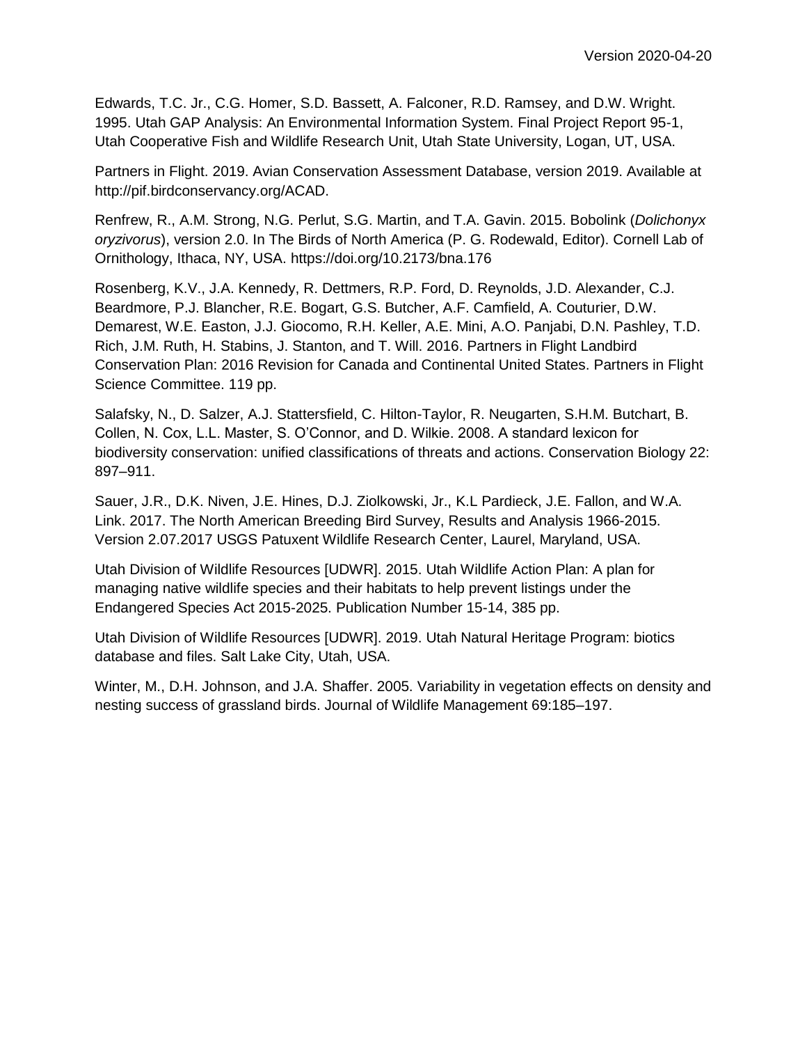Edwards, T.C. Jr., C.G. Homer, S.D. Bassett, A. Falconer, R.D. Ramsey, and D.W. Wright. 1995. Utah GAP Analysis: An Environmental Information System. Final Project Report 95-1, Utah Cooperative Fish and Wildlife Research Unit, Utah State University, Logan, UT, USA.

Partners in Flight. 2019. Avian Conservation Assessment Database, version 2019. Available at http://pif.birdconservancy.org/ACAD.

Renfrew, R., A.M. Strong, N.G. Perlut, S.G. Martin, and T.A. Gavin. 2015. Bobolink (*Dolichonyx oryzivorus*), version 2.0. In The Birds of North America (P. G. Rodewald, Editor). Cornell Lab of Ornithology, Ithaca, NY, USA. https://doi.org/10.2173/bna.176

Rosenberg, K.V., J.A. Kennedy, R. Dettmers, R.P. Ford, D. Reynolds, J.D. Alexander, C.J. Beardmore, P.J. Blancher, R.E. Bogart, G.S. Butcher, A.F. Camfield, A. Couturier, D.W. Demarest, W.E. Easton, J.J. Giocomo, R.H. Keller, A.E. Mini, A.O. Panjabi, D.N. Pashley, T.D. Rich, J.M. Ruth, H. Stabins, J. Stanton, and T. Will. 2016. Partners in Flight Landbird Conservation Plan: 2016 Revision for Canada and Continental United States. Partners in Flight Science Committee. 119 pp.

Salafsky, N., D. Salzer, A.J. Stattersfield, C. Hilton-Taylor, R. Neugarten, S.H.M. Butchart, B. Collen, N. Cox, L.L. Master, S. O'Connor, and D. Wilkie. 2008. A standard lexicon for biodiversity conservation: unified classifications of threats and actions. Conservation Biology 22: 897–911.

Sauer, J.R., D.K. Niven, J.E. Hines, D.J. Ziolkowski, Jr., K.L Pardieck, J.E. Fallon, and W.A. Link. 2017. The North American Breeding Bird Survey, Results and Analysis 1966-2015. Version 2.07.2017 USGS Patuxent Wildlife Research Center, Laurel, Maryland, USA.

Utah Division of Wildlife Resources [UDWR]. 2015. Utah Wildlife Action Plan: A plan for managing native wildlife species and their habitats to help prevent listings under the Endangered Species Act 2015-2025. Publication Number 15-14, 385 pp.

Utah Division of Wildlife Resources [UDWR]. 2019. Utah Natural Heritage Program: biotics database and files. Salt Lake City, Utah, USA.

Winter, M., D.H. Johnson, and J.A. Shaffer. 2005. Variability in vegetation effects on density and nesting success of grassland birds. Journal of Wildlife Management 69:185–197.